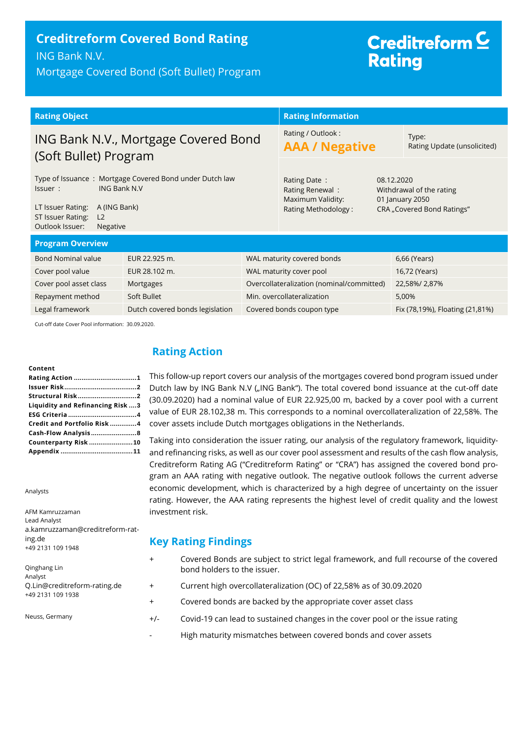# Creditreform Covered Bond Rating

ING Bank N.V.

Mortgage Covered Bond (Soft Bullet) Program

Creditreform Rating

| Rating Object | Rating Information | |
|---|---|---|
| ING Bank N.V., Mortgage Covered Bond (Soft Bullet) Program | Rating / Outlook : **AAA / Negative** | Type: Rating Update (unsolicited) |

Type of Issuance : Mortgage Covered Bond under Dutch law
Issuer : ING Bank N.V

LT Issuer Rating: A (ING Bank)
ST Issuer Rating: L2
Outlook Issuer: Negative

Rating Date : 08.12.2020
Rating Renewal : Withdrawal of the rating
Maximum Validity: 01 January 2050
Rating Methodology : CRA „Covered Bond Ratings"

## Program Overview

| | | | |
|---|---|---|---|
| Bond Nominal value | EUR 22.925 m. | WAL maturity covered bonds | 6,66 (Years) |
| Cover pool value | EUR 28.102 m. | WAL maturity cover pool | 16,72 (Years) |
| Cover pool asset class | Mortgages | Overcollateralization (nominal/committed) | 22,58%/ 2,87% |
| Repayment method | Soft Bullet | Min. overcollateralization | 5,00% |
| Legal framework | Dutch covered bonds legislation | Covered bonds coupon type | Fix (78,19%), Floating (21,81%) |

Cut-off date Cover Pool information: 30.09.2020.

**Content**
- **Rating Action** ....1
- **Issuer Risk** ....2
- **Structural Risk** ....2
- **Liquidity and Refinancing Risk** ....3
- **ESG Criteria** ....4
- **Credit and Portfolio Risk** ....4
- **Cash-Flow Analysis** ....8
- **Counterparty Risk** ....10
- **Appendix** ....11

Analysts

AFM Kamruzzaman
Lead Analyst
a.kamruzzaman@creditreform-rating.de
+49 2131 109 1948

Qinghang Lin
Analyst
Q.Lin@creditreform-rating.de
+49 2131 109 1938

Neuss, Germany

## Rating Action

This follow-up report covers our analysis of the mortgages covered bond program issued under Dutch law by ING Bank N.V („ING Bank"). The total covered bond issuance at the cut-off date (30.09.2020) had a nominal value of EUR 22.925,00 m, backed by a cover pool with a current value of EUR 28.102,38 m. This corresponds to a nominal overcollateralization of 22,58%. The cover assets include Dutch mortgages obligations in the Netherlands.

Taking into consideration the issuer rating, our analysis of the regulatory framework, liquidity- and refinancing risks, as well as our cover pool assessment and results of the cash flow analysis, Creditreform Rating AG ("Creditreform Rating" or "CRA") has assigned the covered bond program an AAA rating with negative outlook. The negative outlook follows the current adverse economic development, which is characterized by a high degree of uncertainty on the issuer rating. However, the AAA rating represents the highest level of credit quality and the lowest investment risk.

## Key Rating Findings

- \+ Covered Bonds are subject to strict legal framework, and full recourse of the covered bond holders to the issuer.
- \+ Current high overcollateralization (OC) of 22,58% as of 30.09.2020
- \+ Covered bonds are backed by the appropriate cover asset class
- +/- Covid-19 can lead to sustained changes in the cover pool or the issue rating
- \- High maturity mismatches between covered bonds and cover assets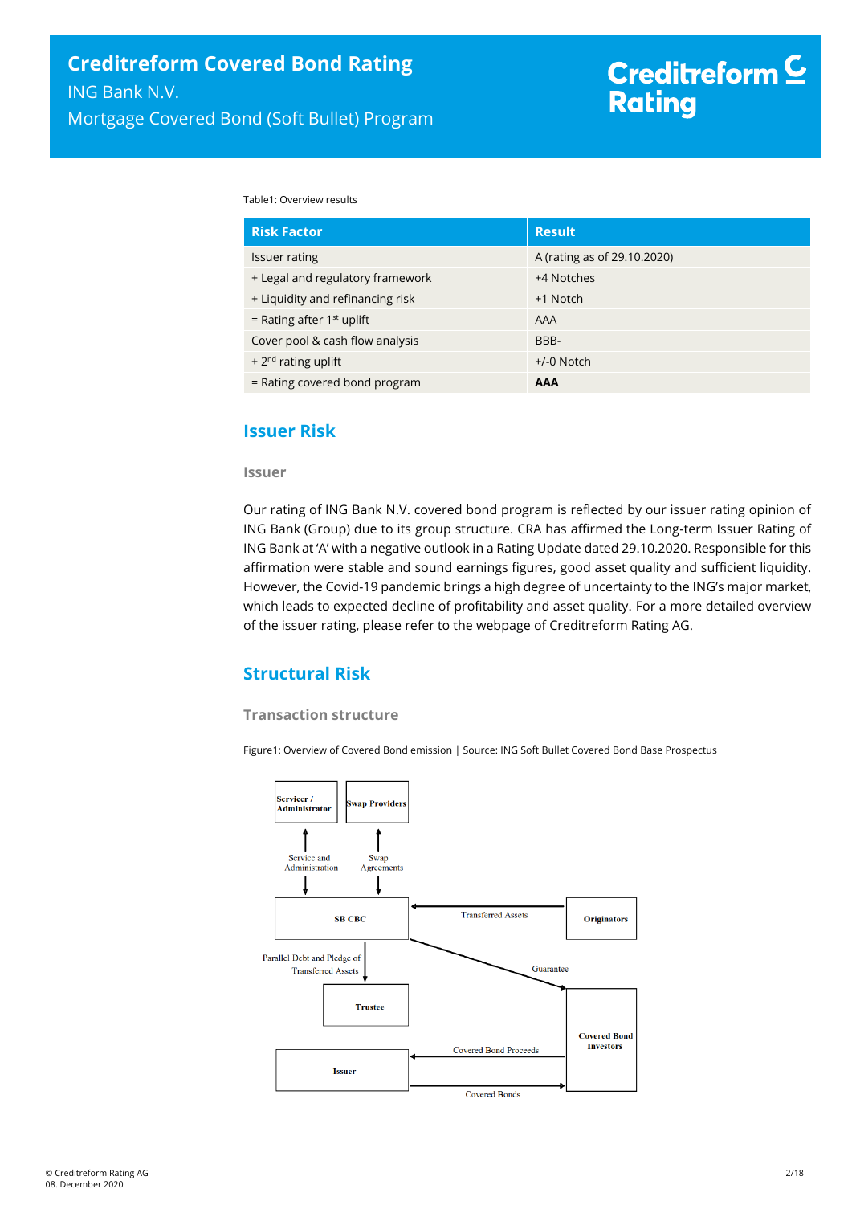Table1: Overview results

| Risk Factor | Result |
| --- | --- |
| Issuer rating | A (rating as of 29.10.2020) |
| + Legal and regulatory framework | +4 Notches |
| + Liquidity and refinancing risk | +1 Notch |
| = Rating after 1st uplift | AAA |
| Cover pool & cash flow analysis | BBB- |
| + 2nd rating uplift | +/-0 Notch |
| = Rating covered bond program | **AAA** |

## Issuer Risk

### Issuer

Our rating of ING Bank N.V. covered bond program is reflected by our issuer rating opinion of ING Bank (Group) due to its group structure. CRA has affirmed the Long-term Issuer Rating of ING Bank at 'A' with a negative outlook in a Rating Update dated 29.10.2020. Responsible for this affirmation were stable and sound earnings figures, good asset quality and sufficient liquidity. However, the Covid-19 pandemic brings a high degree of uncertainty to the ING's major market, which leads to expected decline of profitability and asset quality. For a more detailed overview of the issuer rating, please refer to the webpage of Creditreform Rating AG.

## Structural Risk

### Transaction structure

Figure1: Overview of Covered Bond emission | Source: ING Soft Bullet Covered Bond Base Prospectus

Servicer / Administrator | Swap Providers | Service and Administration | Swap Agreements | SB CBC | Transferred Assets | Originators | Parallel Debt and Pledge of Transferred Assets | Guarantee | Trustee | Covered Bond Investors | Covered Bond Proceeds | Issuer | Covered Bonds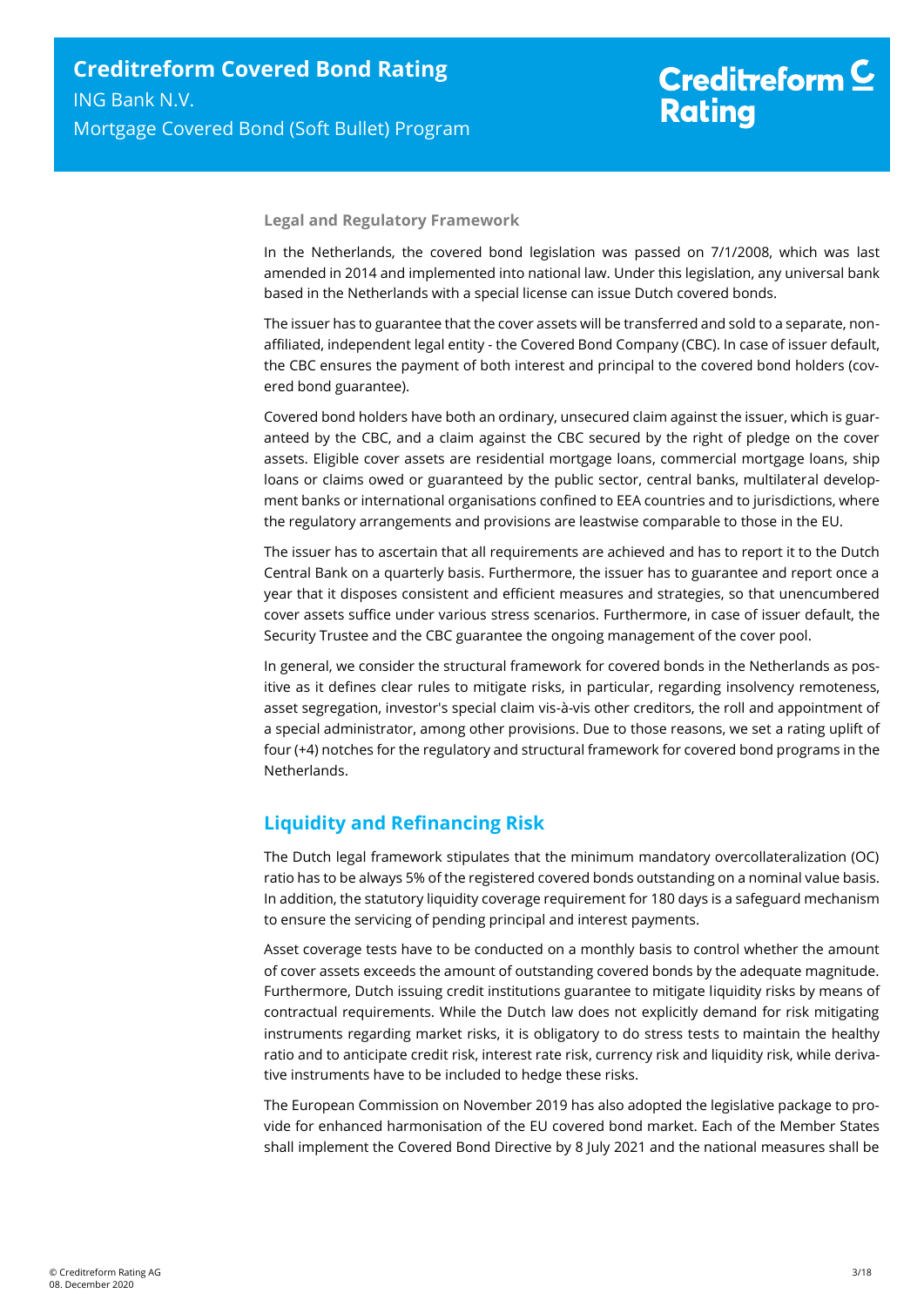### Legal and Regulatory Framework

In the Netherlands, the covered bond legislation was passed on 7/1/2008, which was last amended in 2014 and implemented into national law. Under this legislation, any universal bank based in the Netherlands with a special license can issue Dutch covered bonds.

The issuer has to guarantee that the cover assets will be transferred and sold to a separate, non-affiliated, independent legal entity - the Covered Bond Company (CBC). In case of issuer default, the CBC ensures the payment of both interest and principal to the covered bond holders (covered bond guarantee).

Covered bond holders have both an ordinary, unsecured claim against the issuer, which is guaranteed by the CBC, and a claim against the CBC secured by the right of pledge on the cover assets. Eligible cover assets are residential mortgage loans, commercial mortgage loans, ship loans or claims owed or guaranteed by the public sector, central banks, multilateral development banks or international organisations confined to EEA countries and to jurisdictions, where the regulatory arrangements and provisions are leastwise comparable to those in the EU.

The issuer has to ascertain that all requirements are achieved and has to report it to the Dutch Central Bank on a quarterly basis. Furthermore, the issuer has to guarantee and report once a year that it disposes consistent and efficient measures and strategies, so that unencumbered cover assets suffice under various stress scenarios. Furthermore, in case of issuer default, the Security Trustee and the CBC guarantee the ongoing management of the cover pool.

In general, we consider the structural framework for covered bonds in the Netherlands as positive as it defines clear rules to mitigate risks, in particular, regarding insolvency remoteness, asset segregation, investor's special claim vis-à-vis other creditors, the roll and appointment of a special administrator, among other provisions. Due to those reasons, we set a rating uplift of four (+4) notches for the regulatory and structural framework for covered bond programs in the Netherlands.

## Liquidity and Refinancing Risk

The Dutch legal framework stipulates that the minimum mandatory overcollateralization (OC) ratio has to be always 5% of the registered covered bonds outstanding on a nominal value basis. In addition, the statutory liquidity coverage requirement for 180 days is a safeguard mechanism to ensure the servicing of pending principal and interest payments.

Asset coverage tests have to be conducted on a monthly basis to control whether the amount of cover assets exceeds the amount of outstanding covered bonds by the adequate magnitude. Furthermore, Dutch issuing credit institutions guarantee to mitigate liquidity risks by means of contractual requirements. While the Dutch law does not explicitly demand for risk mitigating instruments regarding market risks, it is obligatory to do stress tests to maintain the healthy ratio and to anticipate credit risk, interest rate risk, currency risk and liquidity risk, while derivative instruments have to be included to hedge these risks.

The European Commission on November 2019 has also adopted the legislative package to provide for enhanced harmonisation of the EU covered bond market. Each of the Member States shall implement the Covered Bond Directive by 8 July 2021 and the national measures shall be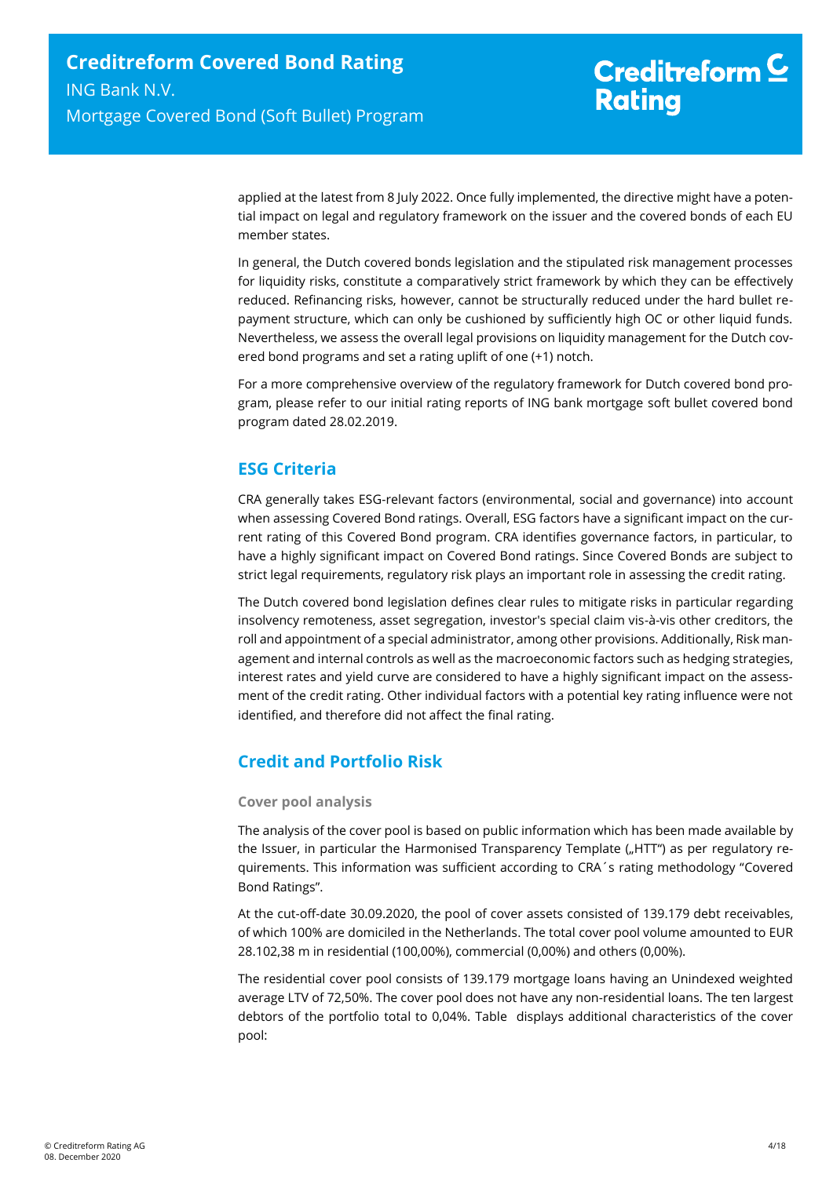applied at the latest from 8 July 2022. Once fully implemented, the directive might have a potential impact on legal and regulatory framework on the issuer and the covered bonds of each EU member states.

In general, the Dutch covered bonds legislation and the stipulated risk management processes for liquidity risks, constitute a comparatively strict framework by which they can be effectively reduced. Refinancing risks, however, cannot be structurally reduced under the hard bullet repayment structure, which can only be cushioned by sufficiently high OC or other liquid funds. Nevertheless, we assess the overall legal provisions on liquidity management for the Dutch covered bond programs and set a rating uplift of one (+1) notch.

For a more comprehensive overview of the regulatory framework for Dutch covered bond program, please refer to our initial rating reports of ING bank mortgage soft bullet covered bond program dated 28.02.2019.

## ESG Criteria

CRA generally takes ESG-relevant factors (environmental, social and governance) into account when assessing Covered Bond ratings. Overall, ESG factors have a significant impact on the current rating of this Covered Bond program. CRA identifies governance factors, in particular, to have a highly significant impact on Covered Bond ratings. Since Covered Bonds are subject to strict legal requirements, regulatory risk plays an important role in assessing the credit rating.

The Dutch covered bond legislation defines clear rules to mitigate risks in particular regarding insolvency remoteness, asset segregation, investor's special claim vis-à-vis other creditors, the roll and appointment of a special administrator, among other provisions. Additionally, Risk management and internal controls as well as the macroeconomic factors such as hedging strategies, interest rates and yield curve are considered to have a highly significant impact on the assessment of the credit rating. Other individual factors with a potential key rating influence were not identified, and therefore did not affect the final rating.

## Credit and Portfolio Risk

### Cover pool analysis

The analysis of the cover pool is based on public information which has been made available by the Issuer, in particular the Harmonised Transparency Template („HTT") as per regulatory requirements. This information was sufficient according to CRA´s rating methodology "Covered Bond Ratings".

At the cut-off-date 30.09.2020, the pool of cover assets consisted of 139.179 debt receivables, of which 100% are domiciled in the Netherlands. The total cover pool volume amounted to EUR 28.102,38 m in residential (100,00%), commercial (0,00%) and others (0,00%).

The residential cover pool consists of 139.179 mortgage loans having an Unindexed weighted average LTV of 72,50%. The cover pool does not have any non-residential loans. The ten largest debtors of the portfolio total to 0,04%. Table displays additional characteristics of the cover pool: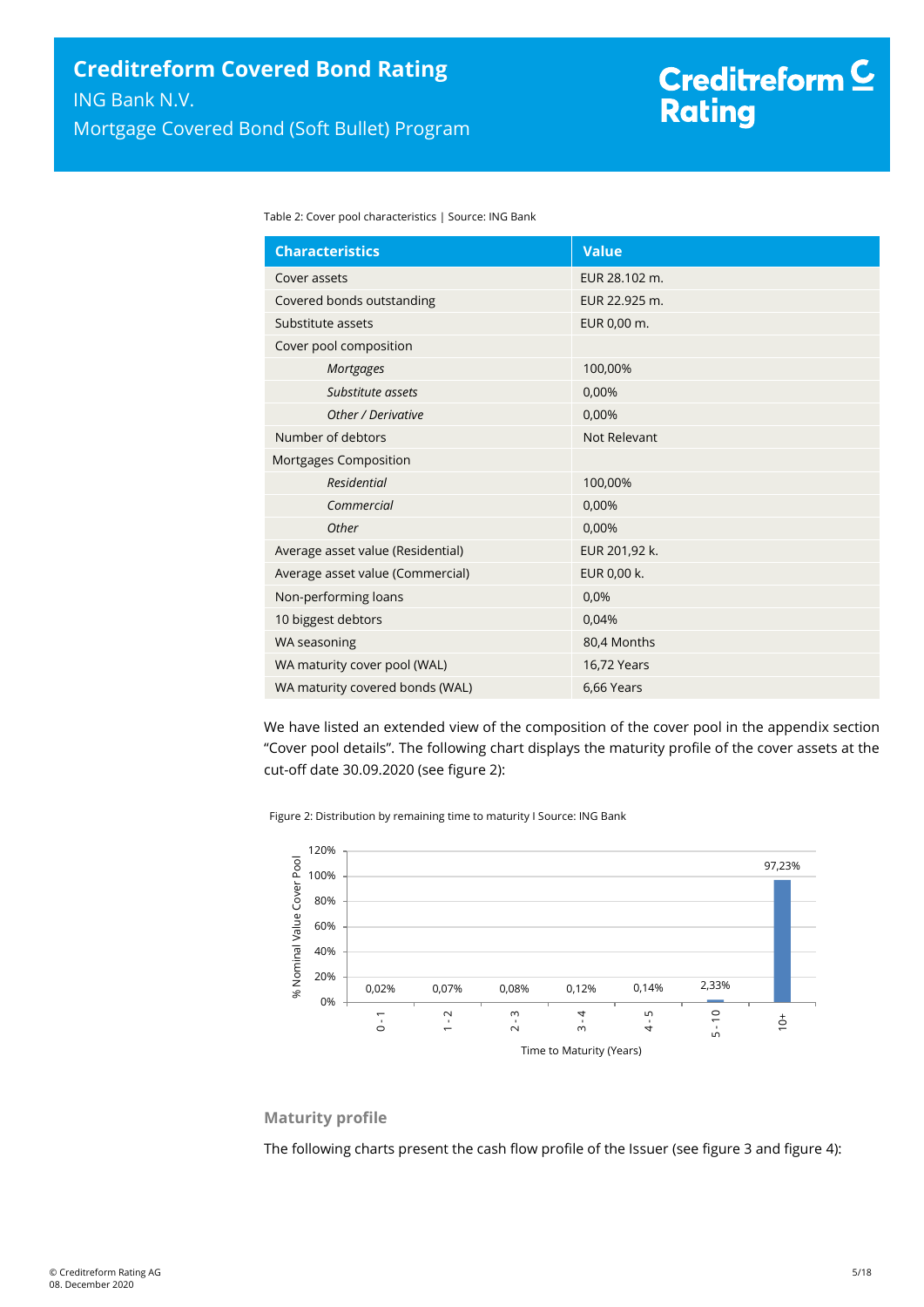Table 2: Cover pool characteristics | Source: ING Bank

| Characteristics | Value |
|---|---|
| Cover assets | EUR 28.102 m. |
| Covered bonds outstanding | EUR 22.925 m. |
| Substitute assets | EUR 0,00 m. |
| Cover pool composition | |
| *Mortgages* | 100,00% |
| *Substitute assets* | 0,00% |
| *Other / Derivative* | 0,00% |
| Number of debtors | Not Relevant |
| Mortgages Composition | |
| *Residential* | 100,00% |
| *Commercial* | 0,00% |
| *Other* | 0,00% |
| Average asset value (Residential) | EUR 201,92 k. |
| Average asset value (Commercial) | EUR 0,00 k. |
| Non-performing loans | 0,0% |
| 10 biggest debtors | 0,04% |
| WA seasoning | 80,4 Months |
| WA maturity cover pool (WAL) | 16,72 Years |
| WA maturity covered bonds (WAL) | 6,66 Years |

We have listed an extended view of the composition of the cover pool in the appendix section "Cover pool details". The following chart displays the maturity profile of the cover assets at the cut-off date 30.09.2020 (see figure 2):

Figure 2: Distribution by remaining time to maturity I Source: ING Bank

| Time to Maturity (Years) | % Nominal Value Cover Pool |
|---|---|
| 0 - 1 | 0,02% |
| 1 - 2 | 0,07% |
| 2 - 3 | 0,08% |
| 3 - 4 | 0,12% |
| 4 - 5 | 0,14% |
| 5 - 10 | 2,33% |
| 10+ | 97,23% |

### Maturity profile

The following charts present the cash flow profile of the Issuer (see figure 3 and figure 4):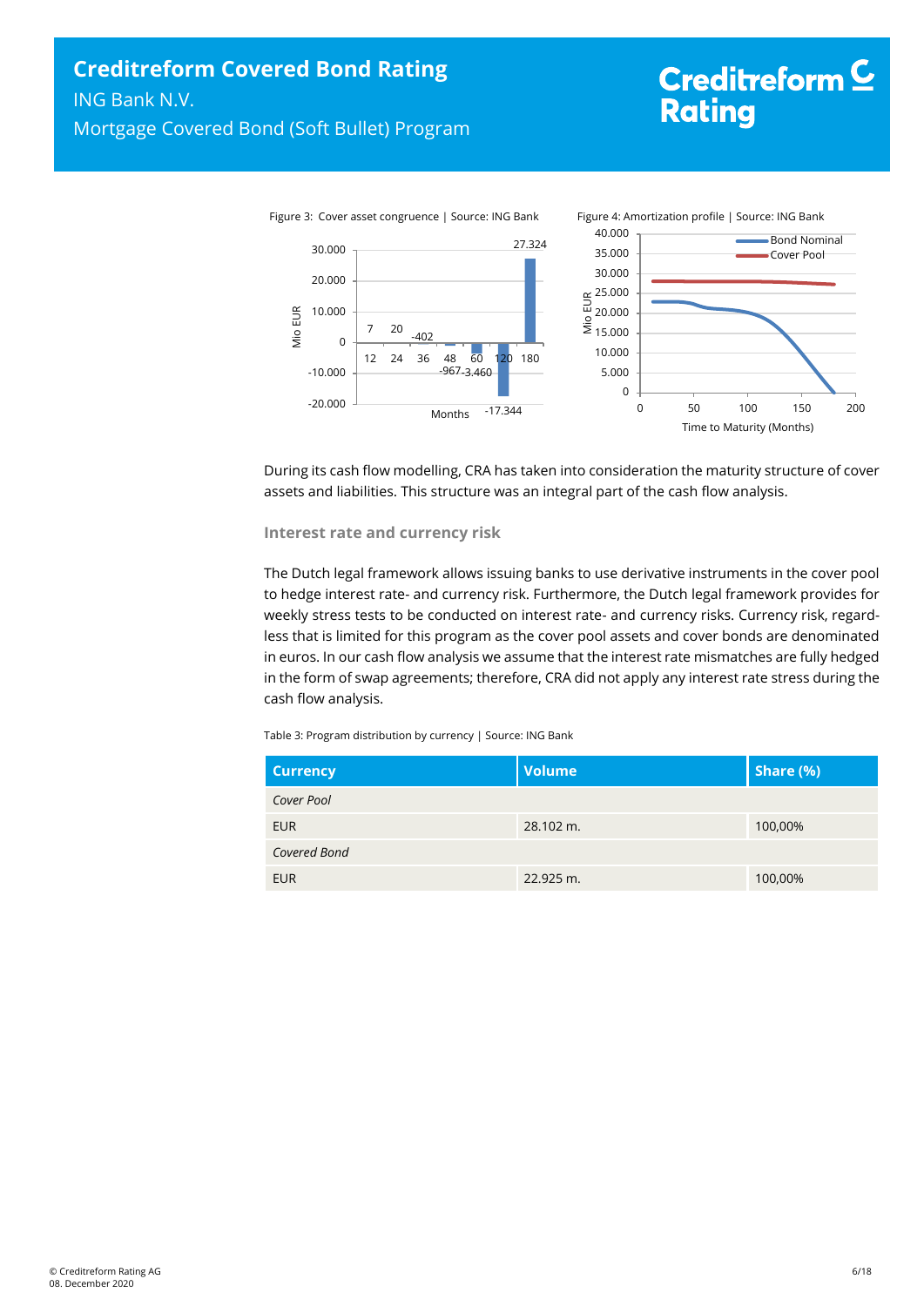Figure 3: Cover asset congruence | Source: ING Bank

Figure 4: Amortization profile | Source: ING Bank

During its cash flow modelling, CRA has taken into consideration the maturity structure of cover assets and liabilities. This structure was an integral part of the cash flow analysis.

### Interest rate and currency risk

The Dutch legal framework allows issuing banks to use derivative instruments in the cover pool to hedge interest rate- and currency risk. Furthermore, the Dutch legal framework provides for weekly stress tests to be conducted on interest rate- and currency risks. Currency risk, regardless that is limited for this program as the cover pool assets and cover bonds are denominated in euros. In our cash flow analysis we assume that the interest rate mismatches are fully hedged in the form of swap agreements; therefore, CRA did not apply any interest rate stress during the cash flow analysis.

Table 3: Program distribution by currency | Source: ING Bank

| Currency | Volume | Share (%) |
|---|---|---|
| *Cover Pool* | | |
| EUR | 28.102 m. | 100,00% |
| *Covered Bond* | | |
| EUR | 22.925 m. | 100,00% |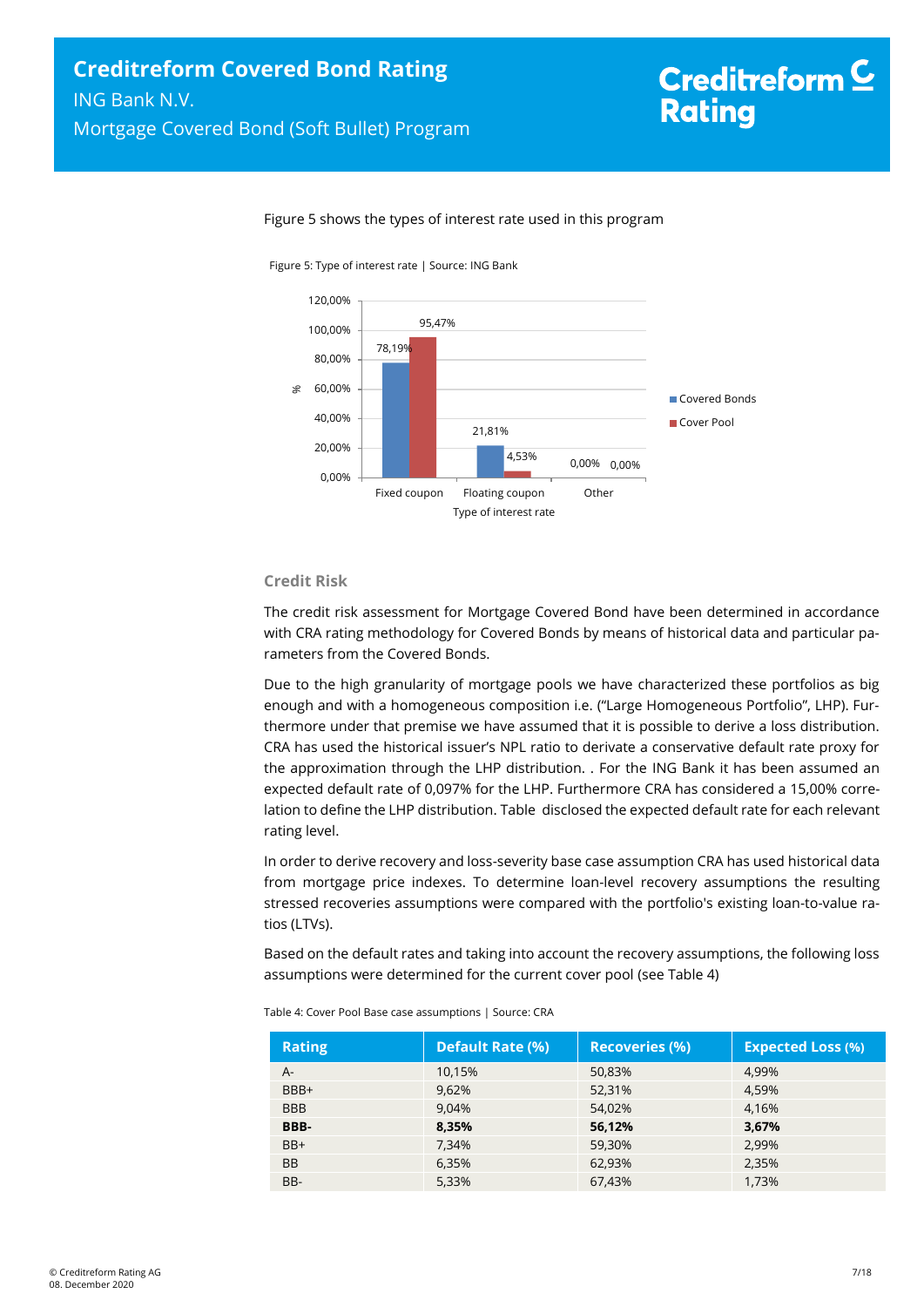Figure 5 shows the types of interest rate used in this program

Figure 5: Type of interest rate | Source: ING Bank

| Type of interest rate | Covered Bonds | Cover Pool |
|---|---|---|
| Fixed coupon | 78,19% | 95,47% |
| Floating coupon | 21,81% | 4,53% |
| Other | 0,00% | 0,00% |

### Credit Risk

The credit risk assessment for Mortgage Covered Bond have been determined in accordance with CRA rating methodology for Covered Bonds by means of historical data and particular parameters from the Covered Bonds.

Due to the high granularity of mortgage pools we have characterized these portfolios as big enough and with a homogeneous composition i.e. ("Large Homogeneous Portfolio", LHP). Furthermore under that premise we have assumed that it is possible to derive a loss distribution. CRA has used the historical issuer's NPL ratio to derivate a conservative default rate proxy for the approximation through the LHP distribution. . For the ING Bank it has been assumed an expected default rate of 0,097% for the LHP. Furthermore CRA has considered a 15,00% correlation to define the LHP distribution. Table disclosed the expected default rate for each relevant rating level.

In order to derive recovery and loss-severity base case assumption CRA has used historical data from mortgage price indexes. To determine loan-level recovery assumptions the resulting stressed recoveries assumptions were compared with the portfolio's existing loan-to-value ratios (LTVs).

Based on the default rates and taking into account the recovery assumptions, the following loss assumptions were determined for the current cover pool (see Table 4)

Table 4: Cover Pool Base case assumptions | Source: CRA

| Rating | Default Rate (%) | Recoveries (%) | Expected Loss (%) |
|---|---|---|---|
| A- | 10,15% | 50,83% | 4,99% |
| BBB+ | 9,62% | 52,31% | 4,59% |
| BBB | 9,04% | 54,02% | 4,16% |
| **BBB-** | **8,35%** | **56,12%** | **3,67%** |
| BB+ | 7,34% | 59,30% | 2,99% |
| BB | 6,35% | 62,93% | 2,35% |
| BB- | 5,33% | 67,43% | 1,73% |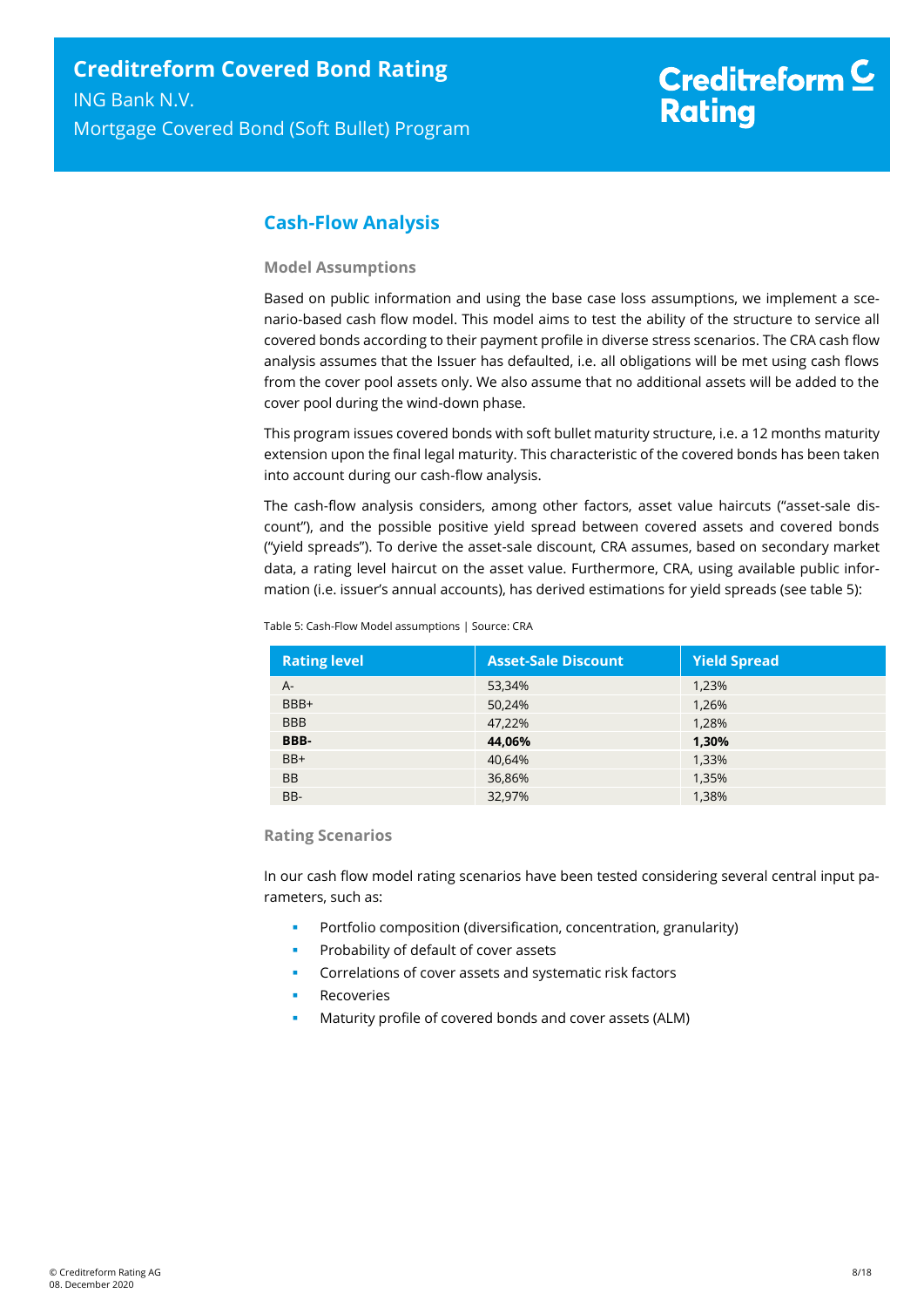## Cash-Flow Analysis

### Model Assumptions

Based on public information and using the base case loss assumptions, we implement a scenario-based cash flow model. This model aims to test the ability of the structure to service all covered bonds according to their payment profile in diverse stress scenarios. The CRA cash flow analysis assumes that the Issuer has defaulted, i.e. all obligations will be met using cash flows from the cover pool assets only. We also assume that no additional assets will be added to the cover pool during the wind-down phase.

This program issues covered bonds with soft bullet maturity structure, i.e. a 12 months maturity extension upon the final legal maturity. This characteristic of the covered bonds has been taken into account during our cash-flow analysis.

The cash-flow analysis considers, among other factors, asset value haircuts ("asset-sale discount"), and the possible positive yield spread between covered assets and covered bonds ("yield spreads"). To derive the asset-sale discount, CRA assumes, based on secondary market data, a rating level haircut on the asset value. Furthermore, CRA, using available public information (i.e. issuer's annual accounts), has derived estimations for yield spreads (see table 5):

Table 5: Cash-Flow Model assumptions | Source: CRA

| Rating level | Asset-Sale Discount | Yield Spread |
|---|---|---|
| A- | 53,34% | 1,23% |
| BBB+ | 50,24% | 1,26% |
| BBB | 47,22% | 1,28% |
| **BBB-** | **44,06%** | **1,30%** |
| BB+ | 40,64% | 1,33% |
| BB | 36,86% | 1,35% |
| BB- | 32,97% | 1,38% |

### Rating Scenarios

In our cash flow model rating scenarios have been tested considering several central input parameters, such as:

- Portfolio composition (diversification, concentration, granularity)
- Probability of default of cover assets
- Correlations of cover assets and systematic risk factors
- Recoveries
- Maturity profile of covered bonds and cover assets (ALM)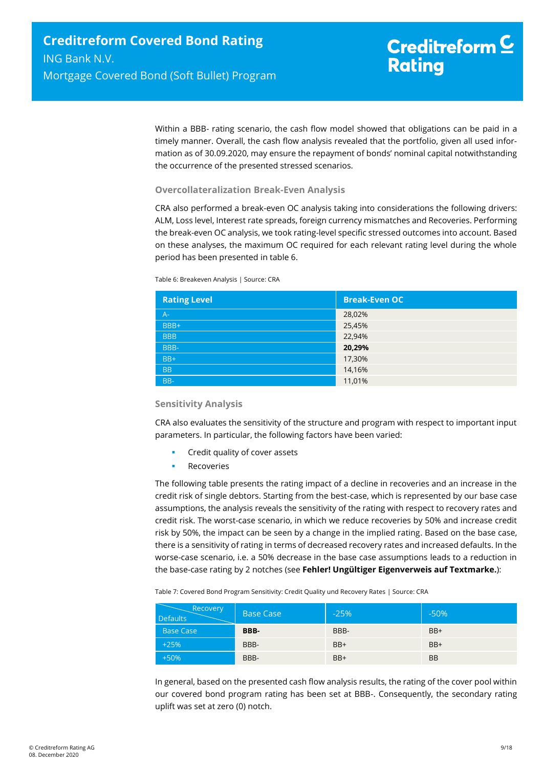Within a BBB- rating scenario, the cash flow model showed that obligations can be paid in a timely manner. Overall, the cash flow analysis revealed that the portfolio, given all used information as of 30.09.2020, may ensure the repayment of bonds' nominal capital notwithstanding the occurrence of the presented stressed scenarios.

### Overcollateralization Break-Even Analysis

CRA also performed a break-even OC analysis taking into considerations the following drivers: ALM, Loss level, Interest rate spreads, foreign currency mismatches and Recoveries. Performing the break-even OC analysis, we took rating-level specific stressed outcomes into account. Based on these analyses, the maximum OC required for each relevant rating level during the whole period has been presented in table 6.

Table 6: Breakeven Analysis | Source: CRA

| Rating Level | Break-Even OC |
|---|---|
| A- | 28,02% |
| BBB+ | 25,45% |
| BBB | 22,94% |
| BBB- | **20,29%** |
| BB+ | 17,30% |
| BB | 14,16% |
| BB- | 11,01% |

### Sensitivity Analysis

CRA also evaluates the sensitivity of the structure and program with respect to important input parameters. In particular, the following factors have been varied:

- Credit quality of cover assets
- Recoveries

The following table presents the rating impact of a decline in recoveries and an increase in the credit risk of single debtors. Starting from the best-case, which is represented by our base case assumptions, the analysis reveals the sensitivity of the rating with respect to recovery rates and credit risk. The worst-case scenario, in which we reduce recoveries by 50% and increase credit risk by 50%, the impact can be seen by a change in the implied rating. Based on the base case, there is a sensitivity of rating in terms of decreased recovery rates and increased defaults. In the worse-case scenario, i.e. a 50% decrease in the base case assumptions leads to a reduction in the base-case rating by 2 notches (see **Fehler! Ungültiger Eigenverweis auf Textmarke.**):

Table 7: Covered Bond Program Sensitivity: Credit Quality und Recovery Rates | Source: CRA

| Defaults \ Recovery | Base Case | -25% | -50% |
|---|---|---|---|
| Base Case | **BBB-** | BBB- | BB+ |
| +25% | BBB- | BB+ | BB+ |
| +50% | BBB- | BB+ | BB |

In general, based on the presented cash flow analysis results, the rating of the cover pool within our covered bond program rating has been set at BBB-. Consequently, the secondary rating uplift was set at zero (0) notch.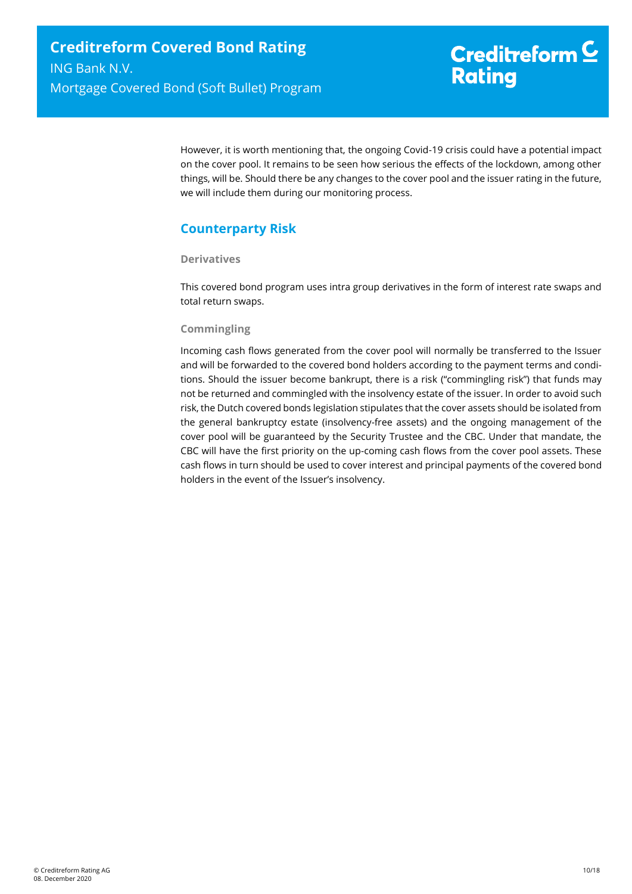However, it is worth mentioning that, the ongoing Covid-19 crisis could have a potential impact on the cover pool. It remains to be seen how serious the effects of the lockdown, among other things, will be. Should there be any changes to the cover pool and the issuer rating in the future, we will include them during our monitoring process.

## Counterparty Risk

### Derivatives

This covered bond program uses intra group derivatives in the form of interest rate swaps and total return swaps.

### Commingling

Incoming cash flows generated from the cover pool will normally be transferred to the Issuer and will be forwarded to the covered bond holders according to the payment terms and conditions. Should the issuer become bankrupt, there is a risk ("commingling risk") that funds may not be returned and commingled with the insolvency estate of the issuer. In order to avoid such risk, the Dutch covered bonds legislation stipulates that the cover assets should be isolated from the general bankruptcy estate (insolvency-free assets) and the ongoing management of the cover pool will be guaranteed by the Security Trustee and the CBC. Under that mandate, the CBC will have the first priority on the up-coming cash flows from the cover pool assets. These cash flows in turn should be used to cover interest and principal payments of the covered bond holders in the event of the Issuer's insolvency.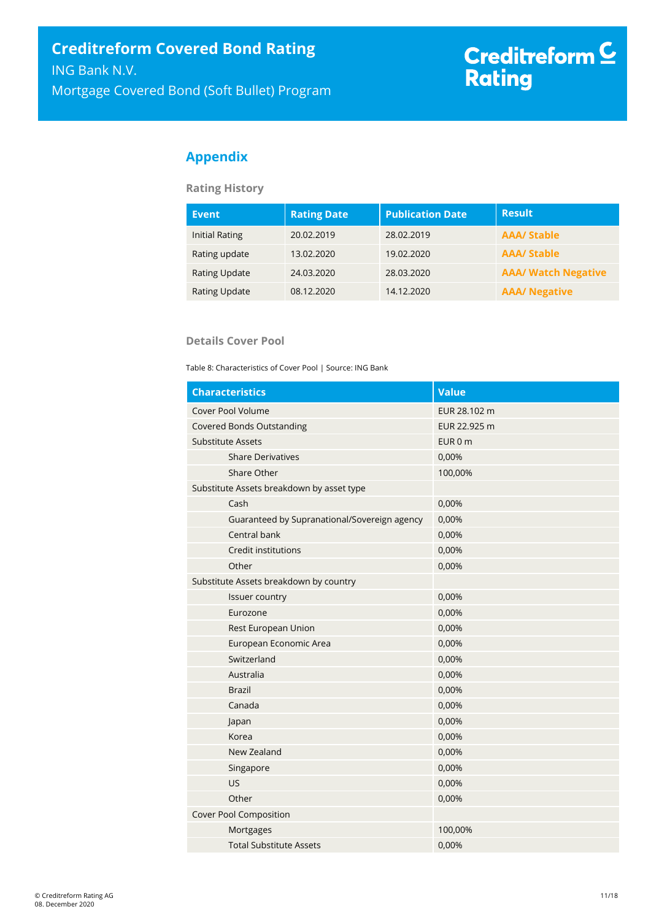## Appendix

### Rating History

| Event | Rating Date | Publication Date | Result |
|---|---|---|---|
| Initial Rating | 20.02.2019 | 28.02.2019 | **AAA/ Stable** |
| Rating update | 13.02.2020 | 19.02.2020 | **AAA/ Stable** |
| Rating Update | 24.03.2020 | 28.03.2020 | **AAA/ Watch Negative** |
| Rating Update | 08.12.2020 | 14.12.2020 | **AAA/ Negative** |

### Details Cover Pool

Table 8: Characteristics of Cover Pool | Source: ING Bank

| Characteristics | Value |
|---|---|
| Cover Pool Volume | EUR 28.102 m |
| Covered Bonds Outstanding | EUR 22.925 m |
| Substitute Assets | EUR 0 m |
| Share Derivatives | 0,00% |
| Share Other | 100,00% |
| Substitute Assets breakdown by asset type | |
| Cash | 0,00% |
| Guaranteed by Supranational/Sovereign agency | 0,00% |
| Central bank | 0,00% |
| Credit institutions | 0,00% |
| Other | 0,00% |
| Substitute Assets breakdown by country | |
| Issuer country | 0,00% |
| Eurozone | 0,00% |
| Rest European Union | 0,00% |
| European Economic Area | 0,00% |
| Switzerland | 0,00% |
| Australia | 0,00% |
| Brazil | 0,00% |
| Canada | 0,00% |
| Japan | 0,00% |
| Korea | 0,00% |
| New Zealand | 0,00% |
| Singapore | 0,00% |
| US | 0,00% |
| Other | 0,00% |
| Cover Pool Composition | |
| Mortgages | 100,00% |
| Total Substitute Assets | 0,00% |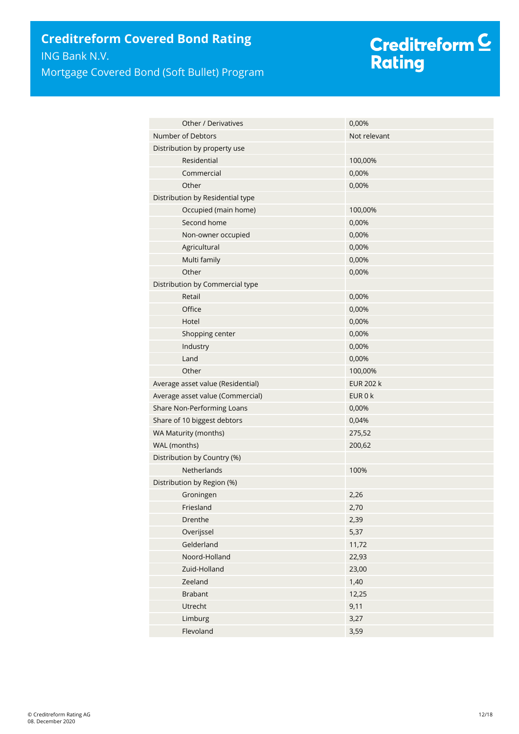| | |
|---|---|
| Other / Derivatives | 0,00% |
| Number of Debtors | Not relevant |
| Distribution by property use | |
| Residential | 100,00% |
| Commercial | 0,00% |
| Other | 0,00% |
| Distribution by Residential type | |
| Occupied (main home) | 100,00% |
| Second home | 0,00% |
| Non-owner occupied | 0,00% |
| Agricultural | 0,00% |
| Multi family | 0,00% |
| Other | 0,00% |
| Distribution by Commercial type | |
| Retail | 0,00% |
| Office | 0,00% |
| Hotel | 0,00% |
| Shopping center | 0,00% |
| Industry | 0,00% |
| Land | 0,00% |
| Other | 100,00% |
| Average asset value (Residential) | EUR 202 k |
| Average asset value (Commercial) | EUR 0 k |
| Share Non-Performing Loans | 0,00% |
| Share of 10 biggest debtors | 0,04% |
| WA Maturity (months) | 275,52 |
| WAL (months) | 200,62 |
| Distribution by Country (%) | |
| Netherlands | 100% |
| Distribution by Region (%) | |
| Groningen | 2,26 |
| Friesland | 2,70 |
| Drenthe | 2,39 |
| Overijssel | 5,37 |
| Gelderland | 11,72 |
| Noord-Holland | 22,93 |
| Zuid-Holland | 23,00 |
| Zeeland | 1,40 |
| Brabant | 12,25 |
| Utrecht | 9,11 |
| Limburg | 3,27 |
| Flevoland | 3,59 |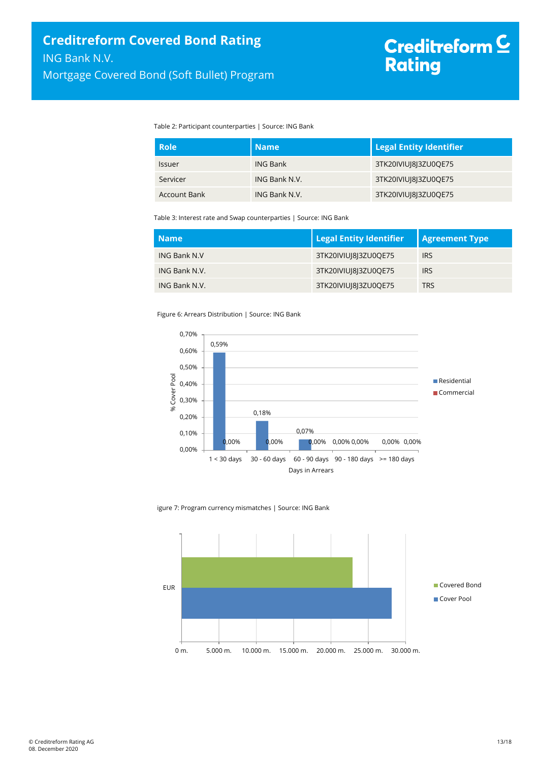Table 2: Participant counterparties | Source: ING Bank

| Role | Name | Legal Entity Identifier |
|---|---|---|
| Issuer | ING Bank | 3TK20IVIUJ8J3ZU0QE75 |
| Servicer | ING Bank N.V. | 3TK20IVIUJ8J3ZU0QE75 |
| Account Bank | ING Bank N.V. | 3TK20IVIUJ8J3ZU0QE75 |

Table 3: Interest rate and Swap counterparties | Source: ING Bank

| Name | Legal Entity Identifier | Agreement Type |
|---|---|---|
| ING Bank N.V | 3TK20IVIUJ8J3ZU0QE75 | IRS |
| ING Bank N.V. | 3TK20IVIUJ8J3ZU0QE75 | IRS |
| ING Bank N.V. | 3TK20IVIUJ8J3ZU0QE75 | TRS |

Figure 6: Arrears Distribution | Source: ING Bank

| Days in Arrears | Residential | Commercial |
|---|---|---|
| 1 < 30 days | 0,59% | 0,00% |
| 30 - 60 days | 0,18% | 0,00% |
| 60 - 90 days | 0,07% | 0,00% |
| 90 - 180 days | 0,00% | 0,00% |
| >= 180 days | 0,00% | 0,00% |

igure 7: Program currency mismatches | Source: ING Bank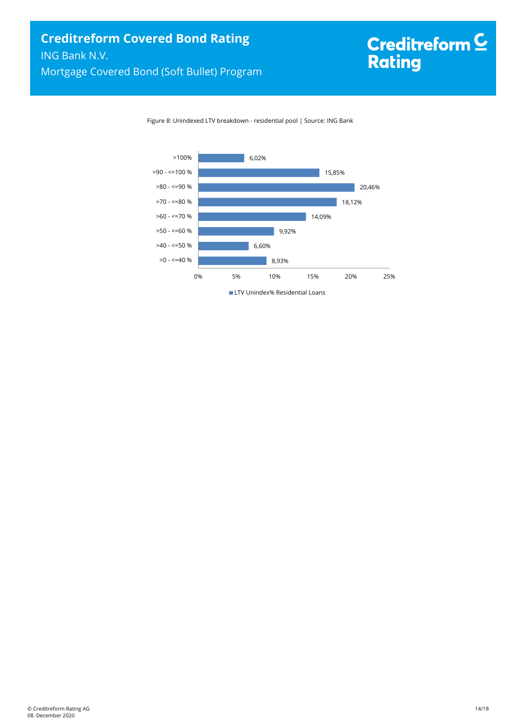Figure 8: Unindexed LTV breakdown - residential pool | Source: ING Bank

| LTV Unindex% Residential Loans | |
|---|---|
| >100% | 6,02% |
| >90 - <=100 % | 15,85% |
| >80 - <=90 % | 20,46% |
| >70 - <=80 % | 18,12% |
| >60 - <=70 % | 14,09% |
| >50 - <=60 % | 9,92% |
| >40 - <=50 % | 6,60% |
| >0 - <=40 % | 8,93% |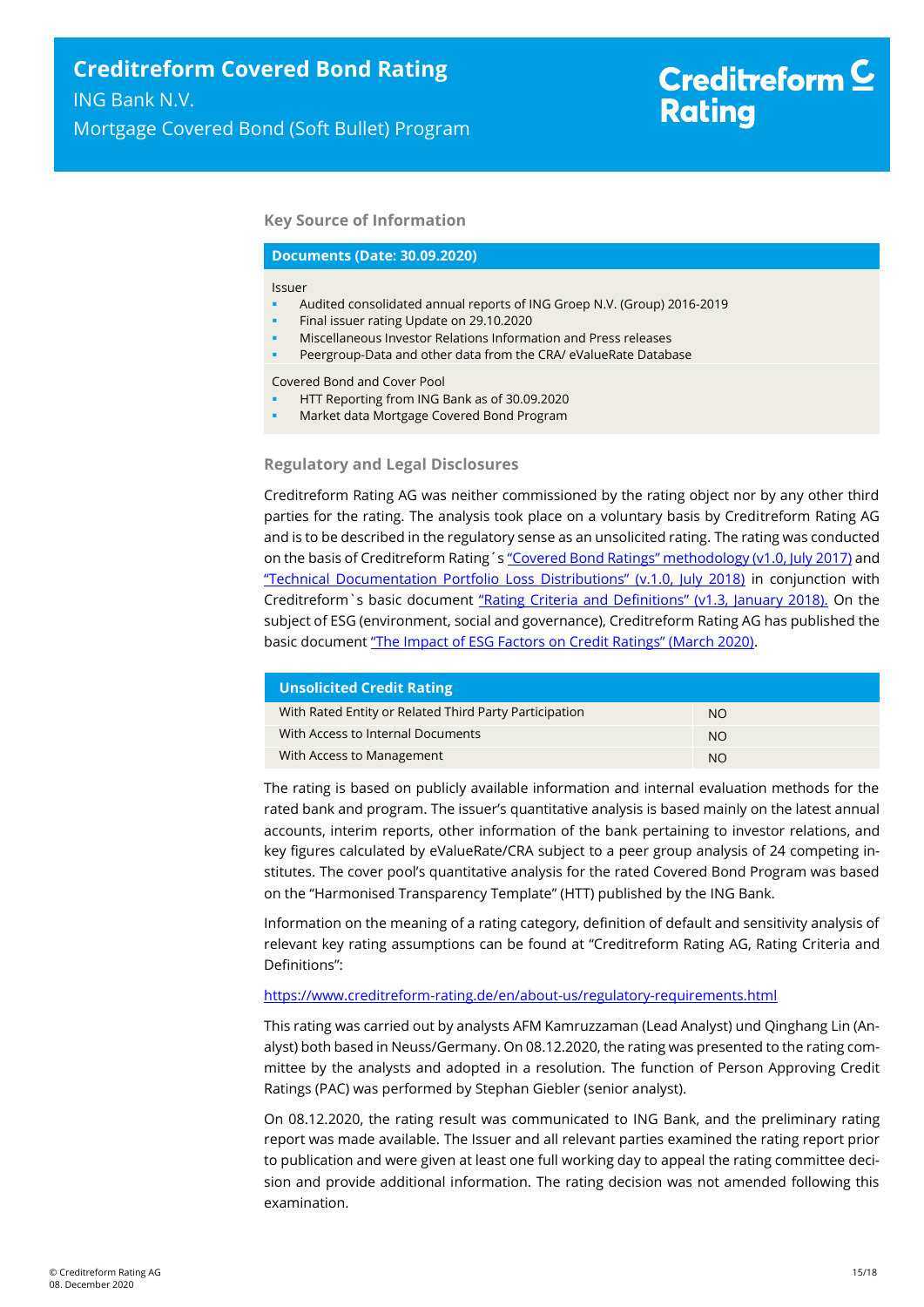## Key Source of Information

| Documents (Date: 30.09.2020) |
|---|
| Issuer<br>- Audited consolidated annual reports of ING Groep N.V. (Group) 2016-2019<br>- Final issuer rating Update on 29.10.2020<br>- Miscellaneous Investor Relations Information and Press releases<br>- Peergroup-Data and other data from the CRA/ eValueRate Database |
| Covered Bond and Cover Pool<br>- HTT Reporting from ING Bank as of 30.09.2020<br>- Market data Mortgage Covered Bond Program |

## Regulatory and Legal Disclosures

Creditreform Rating AG was neither commissioned by the rating object nor by any other third parties for the rating. The analysis took place on a voluntary basis by Creditreform Rating AG and is to be described in the regulatory sense as an unsolicited rating. The rating was conducted on the basis of Creditreform Rating´s "Covered Bond Ratings" methodology (v1.0, July 2017) and "Technical Documentation Portfolio Loss Distributions" (v.1.0, July 2018) in conjunction with Creditreform`s basic document "Rating Criteria and Definitions" (v1.3, January 2018). On the subject of ESG (environment, social and governance), Creditreform Rating AG has published the basic document "The Impact of ESG Factors on Credit Ratings" (March 2020).

| Unsolicited Credit Rating | |
|---|---|
| With Rated Entity or Related Third Party Participation | NO |
| With Access to Internal Documents | NO |
| With Access to Management | NO |

The rating is based on publicly available information and internal evaluation methods for the rated bank and program. The issuer's quantitative analysis is based mainly on the latest annual accounts, interim reports, other information of the bank pertaining to investor relations, and key figures calculated by eValueRate/CRA subject to a peer group analysis of 24 competing institutes. The cover pool's quantitative analysis for the rated Covered Bond Program was based on the "Harmonised Transparency Template" (HTT) published by the ING Bank.

Information on the meaning of a rating category, definition of default and sensitivity analysis of relevant key rating assumptions can be found at "Creditreform Rating AG, Rating Criteria and Definitions":

https://www.creditreform-rating.de/en/about-us/regulatory-requirements.html

This rating was carried out by analysts AFM Kamruzzaman (Lead Analyst) und Qinghang Lin (Analyst) both based in Neuss/Germany. On 08.12.2020, the rating was presented to the rating committee by the analysts and adopted in a resolution. The function of Person Approving Credit Ratings (PAC) was performed by Stephan Giebler (senior analyst).

On 08.12.2020, the rating result was communicated to ING Bank, and the preliminary rating report was made available. The Issuer and all relevant parties examined the rating report prior to publication and were given at least one full working day to appeal the rating committee decision and provide additional information. The rating decision was not amended following this examination.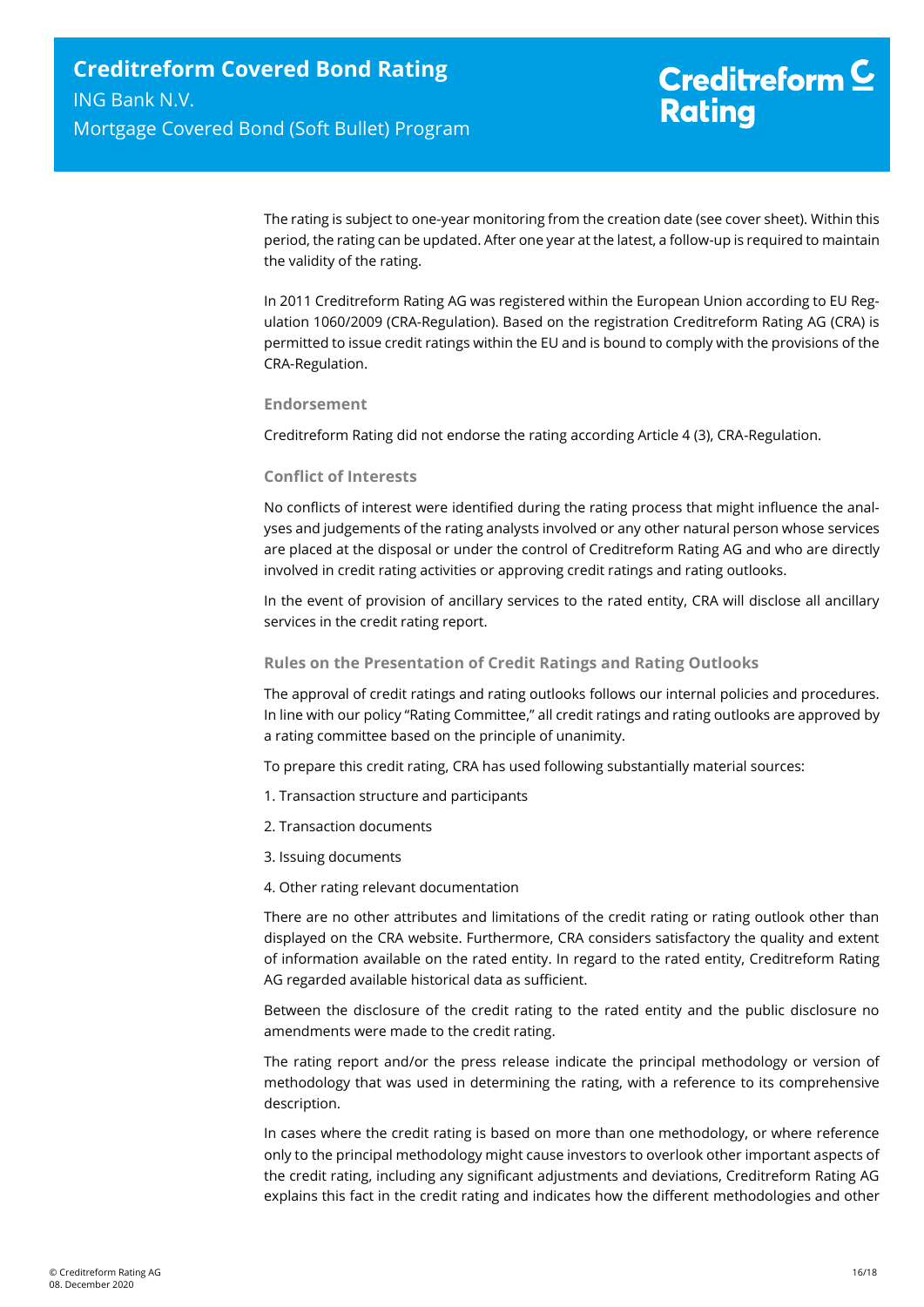The rating is subject to one-year monitoring from the creation date (see cover sheet). Within this period, the rating can be updated. After one year at the latest, a follow-up is required to maintain the validity of the rating.

In 2011 Creditreform Rating AG was registered within the European Union according to EU Regulation 1060/2009 (CRA-Regulation). Based on the registration Creditreform Rating AG (CRA) is permitted to issue credit ratings within the EU and is bound to comply with the provisions of the CRA-Regulation.

### Endorsement

Creditreform Rating did not endorse the rating according Article 4 (3), CRA-Regulation.

### Conflict of Interests

No conflicts of interest were identified during the rating process that might influence the analyses and judgements of the rating analysts involved or any other natural person whose services are placed at the disposal or under the control of Creditreform Rating AG and who are directly involved in credit rating activities or approving credit ratings and rating outlooks.

In the event of provision of ancillary services to the rated entity, CRA will disclose all ancillary services in the credit rating report.

### Rules on the Presentation of Credit Ratings and Rating Outlooks

The approval of credit ratings and rating outlooks follows our internal policies and procedures. In line with our policy "Rating Committee," all credit ratings and rating outlooks are approved by a rating committee based on the principle of unanimity.

To prepare this credit rating, CRA has used following substantially material sources:

1. Transaction structure and participants
2. Transaction documents
3. Issuing documents
4. Other rating relevant documentation

There are no other attributes and limitations of the credit rating or rating outlook other than displayed on the CRA website. Furthermore, CRA considers satisfactory the quality and extent of information available on the rated entity. In regard to the rated entity, Creditreform Rating AG regarded available historical data as sufficient.

Between the disclosure of the credit rating to the rated entity and the public disclosure no amendments were made to the credit rating.

The rating report and/or the press release indicate the principal methodology or version of methodology that was used in determining the rating, with a reference to its comprehensive description.

In cases where the credit rating is based on more than one methodology, or where reference only to the principal methodology might cause investors to overlook other important aspects of the credit rating, including any significant adjustments and deviations, Creditreform Rating AG explains this fact in the credit rating and indicates how the different methodologies and other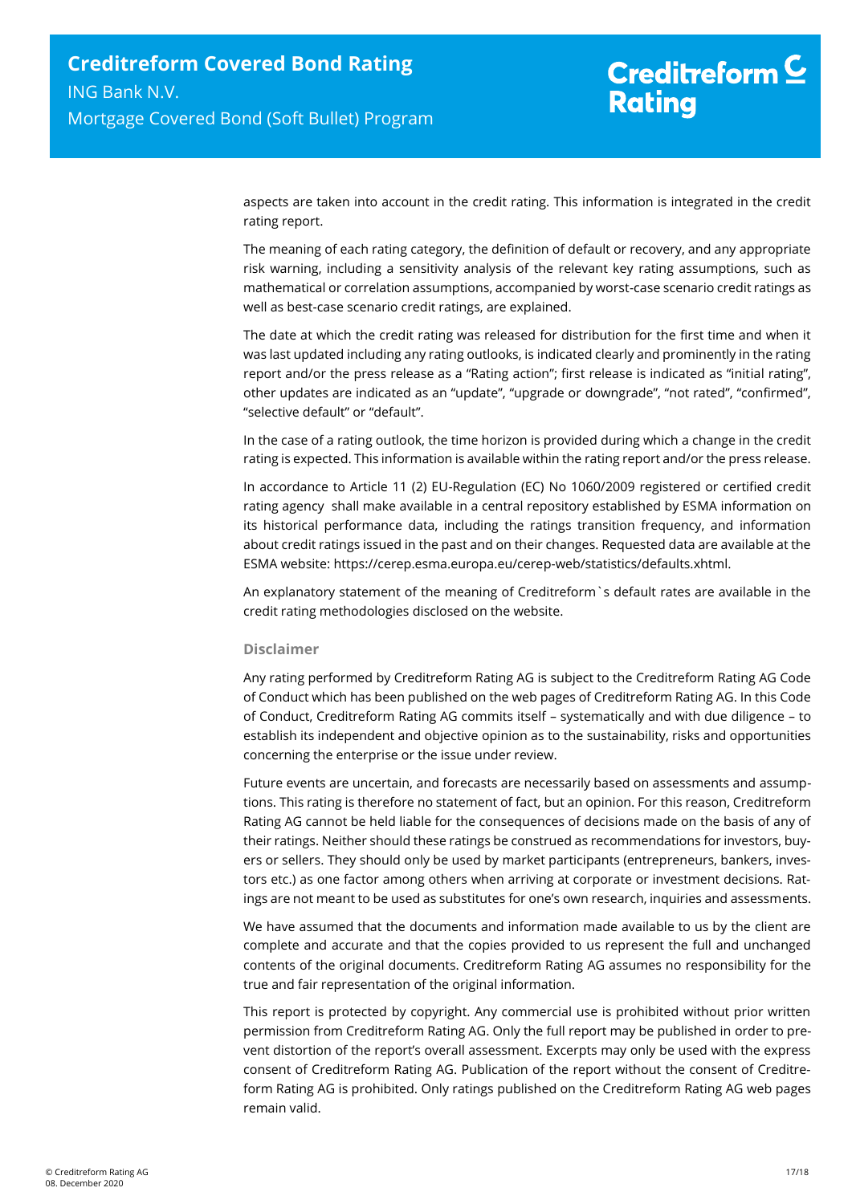aspects are taken into account in the credit rating. This information is integrated in the credit rating report.

The meaning of each rating category, the definition of default or recovery, and any appropriate risk warning, including a sensitivity analysis of the relevant key rating assumptions, such as mathematical or correlation assumptions, accompanied by worst-case scenario credit ratings as well as best-case scenario credit ratings, are explained.

The date at which the credit rating was released for distribution for the first time and when it was last updated including any rating outlooks, is indicated clearly and prominently in the rating report and/or the press release as a "Rating action"; first release is indicated as "initial rating", other updates are indicated as an "update", "upgrade or downgrade", "not rated", "confirmed", "selective default" or "default".

In the case of a rating outlook, the time horizon is provided during which a change in the credit rating is expected. This information is available within the rating report and/or the press release.

In accordance to Article 11 (2) EU-Regulation (EC) No 1060/2009 registered or certified credit rating agency shall make available in a central repository established by ESMA information on its historical performance data, including the ratings transition frequency, and information about credit ratings issued in the past and on their changes. Requested data are available at the ESMA website: https://cerep.esma.europa.eu/cerep-web/statistics/defaults.xhtml.

An explanatory statement of the meaning of Creditreform`s default rates are available in the credit rating methodologies disclosed on the website.

### Disclaimer

Any rating performed by Creditreform Rating AG is subject to the Creditreform Rating AG Code of Conduct which has been published on the web pages of Creditreform Rating AG. In this Code of Conduct, Creditreform Rating AG commits itself – systematically and with due diligence – to establish its independent and objective opinion as to the sustainability, risks and opportunities concerning the enterprise or the issue under review.

Future events are uncertain, and forecasts are necessarily based on assessments and assumptions. This rating is therefore no statement of fact, but an opinion. For this reason, Creditreform Rating AG cannot be held liable for the consequences of decisions made on the basis of any of their ratings. Neither should these ratings be construed as recommendations for investors, buyers or sellers. They should only be used by market participants (entrepreneurs, bankers, investors etc.) as one factor among others when arriving at corporate or investment decisions. Ratings are not meant to be used as substitutes for one's own research, inquiries and assessments.

We have assumed that the documents and information made available to us by the client are complete and accurate and that the copies provided to us represent the full and unchanged contents of the original documents. Creditreform Rating AG assumes no responsibility for the true and fair representation of the original information.

This report is protected by copyright. Any commercial use is prohibited without prior written permission from Creditreform Rating AG. Only the full report may be published in order to prevent distortion of the report's overall assessment. Excerpts may only be used with the express consent of Creditreform Rating AG. Publication of the report without the consent of Creditreform Rating AG is prohibited. Only ratings published on the Creditreform Rating AG web pages remain valid.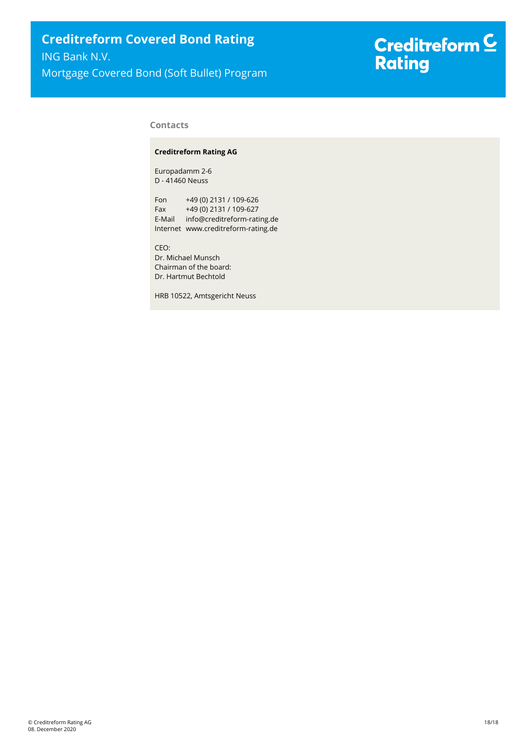## Contacts

**Creditreform Rating AG**

Europadamm 2-6
D - 41460 Neuss

Fon +49 (0) 2131 / 109-626
Fax +49 (0) 2131 / 109-627
E-Mail info@creditreform-rating.de
Internet www.creditreform-rating.de

CEO:
Dr. Michael Munsch
Chairman of the board:
Dr. Hartmut Bechtold

HRB 10522, Amtsgericht Neuss